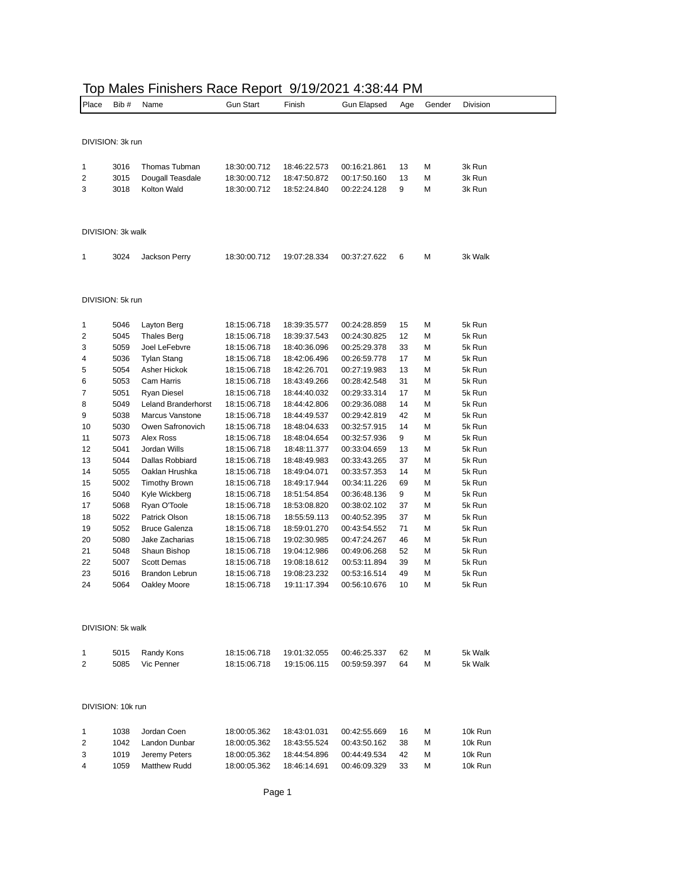# Top Males Finishers Race Report 9/19/2021 4:38:44 PM

| Place | Bib # | Name | Gun Start | Finish | Gun Elapsed | Age | Gender | Division |
|---|---|---|---|---|---|---|---|---|

DIVISION: 3k run

| Place | Bib # | Name | Gun Start | Finish | Gun Elapsed | Age | Gender | Division |
|---|---|---|---|---|---|---|---|---|
| 1 | 3016 | Thomas Tubman | 18:30:00.712 | 18:46:22.573 | 00:16:21.861 | 13 | M | 3k Run |
| 2 | 3015 | Dougall Teasdale | 18:30:00.712 | 18:47:50.872 | 00:17:50.160 | 13 | M | 3k Run |
| 3 | 3018 | Kolton Wald | 18:30:00.712 | 18:52:24.840 | 00:22:24.128 | 9 | M | 3k Run |

DIVISION: 3k walk

| Place | Bib # | Name | Gun Start | Finish | Gun Elapsed | Age | Gender | Division |
|---|---|---|---|---|---|---|---|---|
| 1 | 3024 | Jackson Perry | 18:30:00.712 | 19:07:28.334 | 00:37:27.622 | 6 | M | 3k Walk |

DIVISION: 5k run

| Place | Bib # | Name | Gun Start | Finish | Gun Elapsed | Age | Gender | Division |
|---|---|---|---|---|---|---|---|---|
| 1 | 5046 | Layton Berg | 18:15:06.718 | 18:39:35.577 | 00:24:28.859 | 15 | M | 5k Run |
| 2 | 5045 | Thales Berg | 18:15:06.718 | 18:39:37.543 | 00:24:30.825 | 12 | M | 5k Run |
| 3 | 5059 | Joel LeFebvre | 18:15:06.718 | 18:40:36.096 | 00:25:29.378 | 33 | M | 5k Run |
| 4 | 5036 | Tylan Stang | 18:15:06.718 | 18:42:06.496 | 00:26:59.778 | 17 | M | 5k Run |
| 5 | 5054 | Asher Hickok | 18:15:06.718 | 18:42:26.701 | 00:27:19.983 | 13 | M | 5k Run |
| 6 | 5053 | Cam Harris | 18:15:06.718 | 18:43:49.266 | 00:28:42.548 | 31 | M | 5k Run |
| 7 | 5051 | Ryan Diesel | 18:15:06.718 | 18:44:40.032 | 00:29:33.314 | 17 | M | 5k Run |
| 8 | 5049 | Leland Branderhorst | 18:15:06.718 | 18:44:42.806 | 00:29:36.088 | 14 | M | 5k Run |
| 9 | 5038 | Marcus Vanstone | 18:15:06.718 | 18:44:49.537 | 00:29:42.819 | 42 | M | 5k Run |
| 10 | 5030 | Owen Safronovich | 18:15:06.718 | 18:48:04.633 | 00:32:57.915 | 14 | M | 5k Run |
| 11 | 5073 | Alex Ross | 18:15:06.718 | 18:48:04.654 | 00:32:57.936 | 9 | M | 5k Run |
| 12 | 5041 | Jordan Wills | 18:15:06.718 | 18:48:11.377 | 00:33:04.659 | 13 | M | 5k Run |
| 13 | 5044 | Dallas Robbiard | 18:15:06.718 | 18:48:49.983 | 00:33:43.265 | 37 | M | 5k Run |
| 14 | 5055 | Oaklan Hrushka | 18:15:06.718 | 18:49:04.071 | 00:33:57.353 | 14 | M | 5k Run |
| 15 | 5002 | Timothy Brown | 18:15:06.718 | 18:49:17.944 | 00:34:11.226 | 69 | M | 5k Run |
| 16 | 5040 | Kyle Wickberg | 18:15:06.718 | 18:51:54.854 | 00:36:48.136 | 9 | M | 5k Run |
| 17 | 5068 | Ryan O'Toole | 18:15:06.718 | 18:53:08.820 | 00:38:02.102 | 37 | M | 5k Run |
| 18 | 5022 | Patrick Olson | 18:15:06.718 | 18:55:59.113 | 00:40:52.395 | 37 | M | 5k Run |
| 19 | 5052 | Bruce Galenza | 18:15:06.718 | 18:59:01.270 | 00:43:54.552 | 71 | M | 5k Run |
| 20 | 5080 | Jake Zacharias | 18:15:06.718 | 19:02:30.985 | 00:47:24.267 | 46 | M | 5k Run |
| 21 | 5048 | Shaun Bishop | 18:15:06.718 | 19:04:12.986 | 00:49:06.268 | 52 | M | 5k Run |
| 22 | 5007 | Scott Demas | 18:15:06.718 | 19:08:18.612 | 00:53:11.894 | 39 | M | 5k Run |
| 23 | 5016 | Brandon Lebrun | 18:15:06.718 | 19:08:23.232 | 00:53:16.514 | 49 | M | 5k Run |
| 24 | 5064 | Oakley Moore | 18:15:06.718 | 19:11:17.394 | 00:56:10.676 | 10 | M | 5k Run |

DIVISION: 5k walk

| Place | Bib # | Name | Gun Start | Finish | Gun Elapsed | Age | Gender | Division |
|---|---|---|---|---|---|---|---|---|
| 1 | 5015 | Randy Kons | 18:15:06.718 | 19:01:32.055 | 00:46:25.337 | 62 | M | 5k Walk |
| 2 | 5085 | Vic Penner | 18:15:06.718 | 19:15:06.115 | 00:59:59.397 | 64 | M | 5k Walk |

DIVISION: 10k run

| Place | Bib # | Name | Gun Start | Finish | Gun Elapsed | Age | Gender | Division |
|---|---|---|---|---|---|---|---|---|
| 1 | 1038 | Jordan Coen | 18:00:05.362 | 18:43:01.031 | 00:42:55.669 | 16 | M | 10k Run |
| 2 | 1042 | Landon Dunbar | 18:00:05.362 | 18:43:55.524 | 00:43:50.162 | 38 | M | 10k Run |
| 3 | 1019 | Jeremy Peters | 18:00:05.362 | 18:44:54.896 | 00:44:49.534 | 42 | M | 10k Run |
| 4 | 1059 | Matthew Rudd | 18:00:05.362 | 18:46:14.691 | 00:46:09.329 | 33 | M | 10k Run |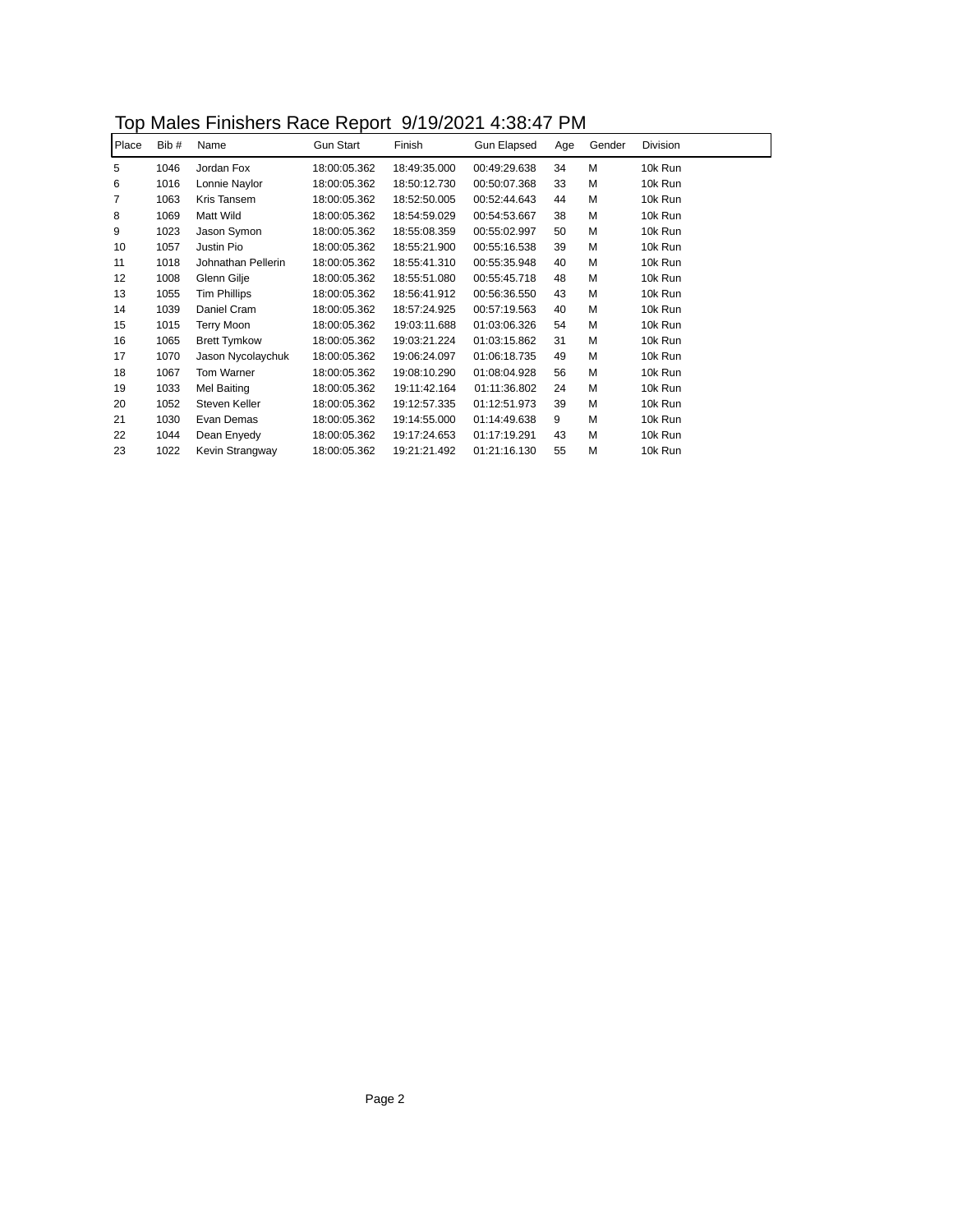# Top Males Finishers Race Report 9/19/2021 4:38:47 PM

| Place | Bib # | Name | Gun Start | Finish | Gun Elapsed | Age | Gender | Division |
|---|---|---|---|---|---|---|---|---|
| 5 | 1046 | Jordan Fox | 18:00:05.362 | 18:49:35.000 | 00:49:29.638 | 34 | M | 10k Run |
| 6 | 1016 | Lonnie Naylor | 18:00:05.362 | 18:50:12.730 | 00:50:07.368 | 33 | M | 10k Run |
| 7 | 1063 | Kris Tansem | 18:00:05.362 | 18:52:50.005 | 00:52:44.643 | 44 | M | 10k Run |
| 8 | 1069 | Matt Wild | 18:00:05.362 | 18:54:59.029 | 00:54:53.667 | 38 | M | 10k Run |
| 9 | 1023 | Jason Symon | 18:00:05.362 | 18:55:08.359 | 00:55:02.997 | 50 | M | 10k Run |
| 10 | 1057 | Justin Pio | 18:00:05.362 | 18:55:21.900 | 00:55:16.538 | 39 | M | 10k Run |
| 11 | 1018 | Johnathan Pellerin | 18:00:05.362 | 18:55:41.310 | 00:55:35.948 | 40 | M | 10k Run |
| 12 | 1008 | Glenn Gilje | 18:00:05.362 | 18:55:51.080 | 00:55:45.718 | 48 | M | 10k Run |
| 13 | 1055 | Tim Phillips | 18:00:05.362 | 18:56:41.912 | 00:56:36.550 | 43 | M | 10k Run |
| 14 | 1039 | Daniel Cram | 18:00:05.362 | 18:57:24.925 | 00:57:19.563 | 40 | M | 10k Run |
| 15 | 1015 | Terry Moon | 18:00:05.362 | 19:03:11.688 | 01:03:06.326 | 54 | M | 10k Run |
| 16 | 1065 | Brett Tymkow | 18:00:05.362 | 19:03:21.224 | 01:03:15.862 | 31 | M | 10k Run |
| 17 | 1070 | Jason Nycolaychuk | 18:00:05.362 | 19:06:24.097 | 01:06:18.735 | 49 | M | 10k Run |
| 18 | 1067 | Tom Warner | 18:00:05.362 | 19:08:10.290 | 01:08:04.928 | 56 | M | 10k Run |
| 19 | 1033 | Mel Baiting | 18:00:05.362 | 19:11:42.164 | 01:11:36.802 | 24 | M | 10k Run |
| 20 | 1052 | Steven Keller | 18:00:05.362 | 19:12:57.335 | 01:12:51.973 | 39 | M | 10k Run |
| 21 | 1030 | Evan Demas | 18:00:05.362 | 19:14:55.000 | 01:14:49.638 | 9 | M | 10k Run |
| 22 | 1044 | Dean Enyedy | 18:00:05.362 | 19:17:24.653 | 01:17:19.291 | 43 | M | 10k Run |
| 23 | 1022 | Kevin Strangway | 18:00:05.362 | 19:21:21.492 | 01:21:16.130 | 55 | M | 10k Run |